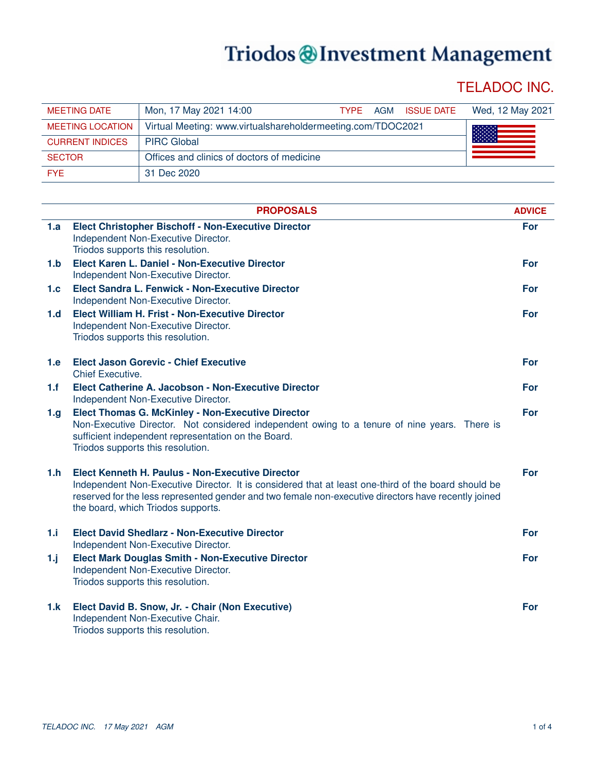# Triodos Investment Management

## TELADOC INC.

| | | | |
|---|---|---|---|
| MEETING DATE | Mon, 17 May 2021 14:00 | TYPE AGM ISSUE DATE | Wed, 12 May 2021 |
| MEETING LOCATION | Virtual Meeting: www.virtualshareholdermeeting.com/TDOC2021 | | |
| CURRENT INDICES | PIRC Global | | |
| SECTOR | Offices and clinics of doctors of medicine | | |
| FYE | 31 Dec 2020 | | |

| | PROPOSALS | ADVICE |
|---|---|---|
| 1.a | **Elect Christopher Bischoff - Non-Executive Director**<br>Independent Non-Executive Director.<br>Triodos supports this resolution. | For |
| 1.b | **Elect Karen L. Daniel - Non-Executive Director**<br>Independent Non-Executive Director. | For |
| 1.c | **Elect Sandra L. Fenwick - Non-Executive Director**<br>Independent Non-Executive Director. | For |
| 1.d | **Elect William H. Frist - Non-Executive Director**<br>Independent Non-Executive Director.<br>Triodos supports this resolution. | For |
| 1.e | **Elect Jason Gorevic - Chief Executive**<br>Chief Executive. | For |
| 1.f | **Elect Catherine A. Jacobson - Non-Executive Director**<br>Independent Non-Executive Director. | For |
| 1.g | **Elect Thomas G. McKinley - Non-Executive Director**<br>Non-Executive Director. Not considered independent owing to a tenure of nine years. There is sufficient independent representation on the Board.<br>Triodos supports this resolution. | For |
| 1.h | **Elect Kenneth H. Paulus - Non-Executive Director**<br>Independent Non-Executive Director. It is considered that at least one-third of the board should be reserved for the less represented gender and two female non-executive directors have recently joined the board, which Triodos supports. | For |
| 1.i | **Elect David Shedlarz - Non-Executive Director**<br>Independent Non-Executive Director. | For |
| 1.j | **Elect Mark Douglas Smith - Non-Executive Director**<br>Independent Non-Executive Director.<br>Triodos supports this resolution. | For |
| 1.k | **Elect David B. Snow, Jr. - Chair (Non Executive)**<br>Independent Non-Executive Chair.<br>Triodos supports this resolution. | For |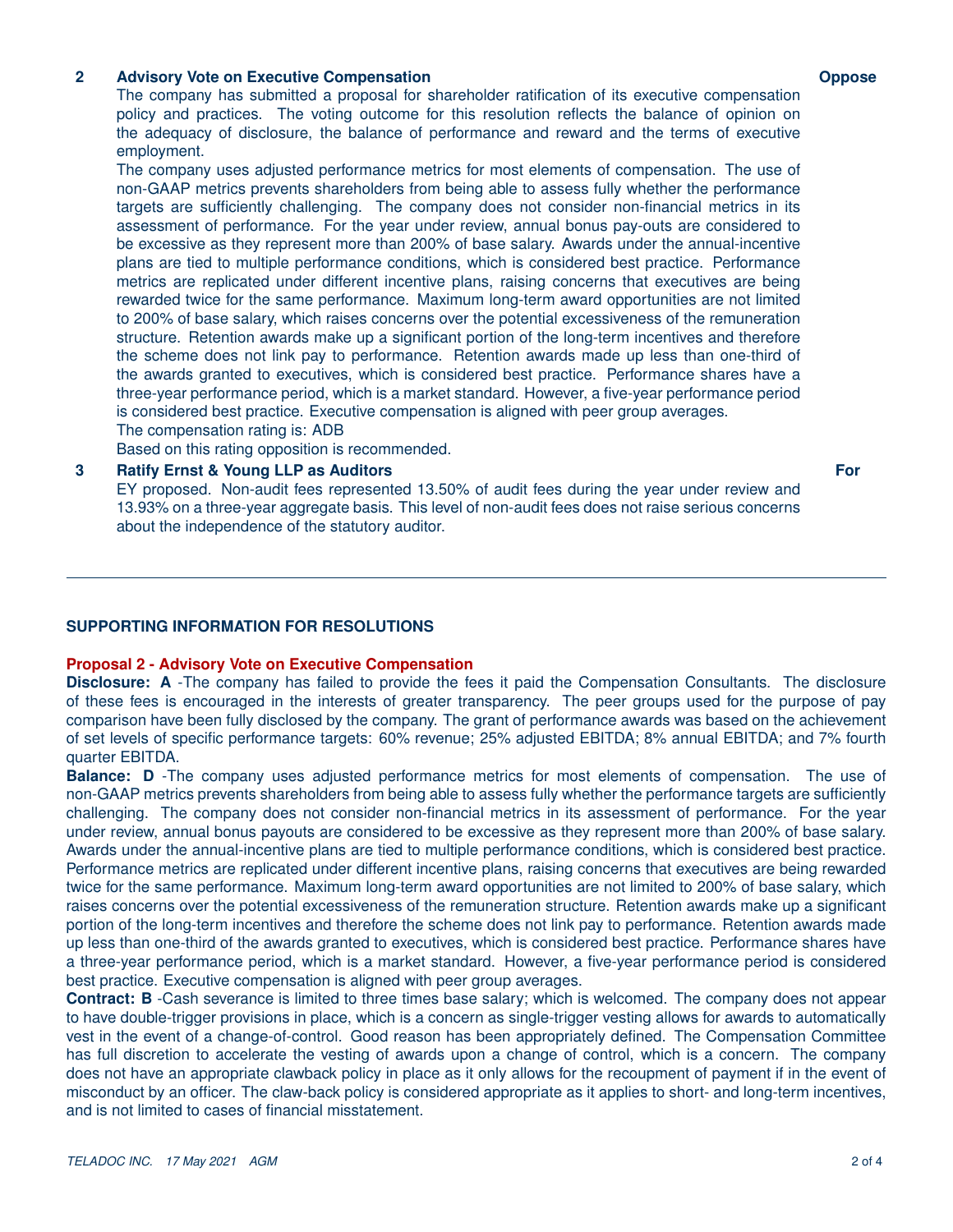**2 Advisory Vote on Executive Compensation** **Oppose**

The company has submitted a proposal for shareholder ratification of its executive compensation policy and practices. The voting outcome for this resolution reflects the balance of opinion on the adequacy of disclosure, the balance of performance and reward and the terms of executive employment.

The company uses adjusted performance metrics for most elements of compensation. The use of non-GAAP metrics prevents shareholders from being able to assess fully whether the performance targets are sufficiently challenging. The company does not consider non-financial metrics in its assessment of performance. For the year under review, annual bonus pay-outs are considered to be excessive as they represent more than 200% of base salary. Awards under the annual-incentive plans are tied to multiple performance conditions, which is considered best practice. Performance metrics are replicated under different incentive plans, raising concerns that executives are being rewarded twice for the same performance. Maximum long-term award opportunities are not limited to 200% of base salary, which raises concerns over the potential excessiveness of the remuneration structure. Retention awards make up a significant portion of the long-term incentives and therefore the scheme does not link pay to performance. Retention awards made up less than one-third of the awards granted to executives, which is considered best practice. Performance shares have a three-year performance period, which is a market standard. However, a five-year performance period is considered best practice. Executive compensation is aligned with peer group averages.

The compensation rating is: ADB

Based on this rating opposition is recommended.

**3 Ratify Ernst & Young LLP as Auditors** **For**

EY proposed. Non-audit fees represented 13.50% of audit fees during the year under review and 13.93% on a three-year aggregate basis. This level of non-audit fees does not raise serious concerns about the independence of the statutory auditor.

---

## SUPPORTING INFORMATION FOR RESOLUTIONS

### Proposal 2 - Advisory Vote on Executive Compensation

**Disclosure: A** -The company has failed to provide the fees it paid the Compensation Consultants. The disclosure of these fees is encouraged in the interests of greater transparency. The peer groups used for the purpose of pay comparison have been fully disclosed by the company. The grant of performance awards was based on the achievement of set levels of specific performance targets: 60% revenue; 25% adjusted EBITDA; 8% annual EBITDA; and 7% fourth quarter EBITDA.

**Balance: D** -The company uses adjusted performance metrics for most elements of compensation. The use of non-GAAP metrics prevents shareholders from being able to assess fully whether the performance targets are sufficiently challenging. The company does not consider non-financial metrics in its assessment of performance. For the year under review, annual bonus payouts are considered to be excessive as they represent more than 200% of base salary. Awards under the annual-incentive plans are tied to multiple performance conditions, which is considered best practice. Performance metrics are replicated under different incentive plans, raising concerns that executives are being rewarded twice for the same performance. Maximum long-term award opportunities are not limited to 200% of base salary, which raises concerns over the potential excessiveness of the remuneration structure. Retention awards make up a significant portion of the long-term incentives and therefore the scheme does not link pay to performance. Retention awards made up less than one-third of the awards granted to executives, which is considered best practice. Performance shares have a three-year performance period, which is a market standard. However, a five-year performance period is considered best practice. Executive compensation is aligned with peer group averages.

**Contract: B** -Cash severance is limited to three times base salary; which is welcomed. The company does not appear to have double-trigger provisions in place, which is a concern as single-trigger vesting allows for awards to automatically vest in the event of a change-of-control. Good reason has been appropriately defined. The Compensation Committee has full discretion to accelerate the vesting of awards upon a change of control, which is a concern. The company does not have an appropriate clawback policy in place as it only allows for the recoupment of payment if in the event of misconduct by an officer. The claw-back policy is considered appropriate as it applies to short- and long-term incentives, and is not limited to cases of financial misstatement.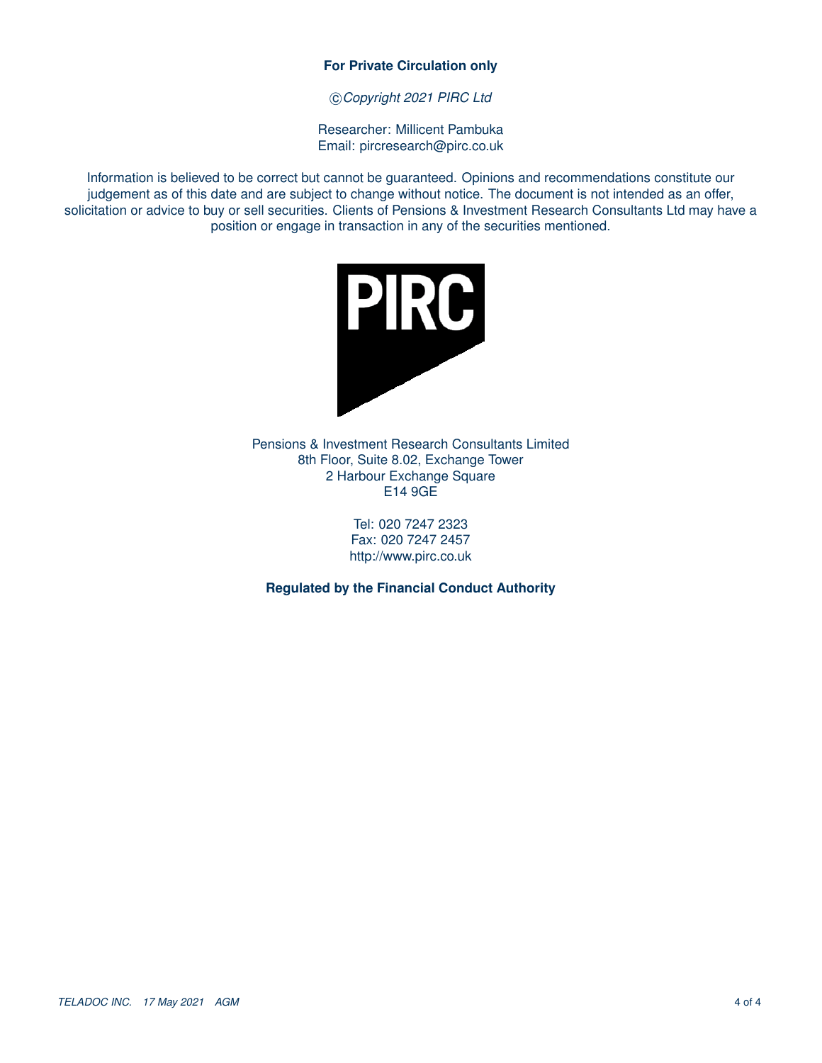**For Private Circulation only**

©*Copyright 2021 PIRC Ltd*

Researcher: Millicent Pambuka
Email: pircresearch@pirc.co.uk

Information is believed to be correct but cannot be guaranteed. Opinions and recommendations constitute our judgement as of this date and are subject to change without notice. The document is not intended as an offer, solicitation or advice to buy or sell securities. Clients of Pensions & Investment Research Consultants Ltd may have a position or engage in transaction in any of the securities mentioned.

PIRC

Pensions & Investment Research Consultants Limited
8th Floor, Suite 8.02, Exchange Tower
2 Harbour Exchange Square
E14 9GE

Tel: 020 7247 2323
Fax: 020 7247 2457
http://www.pirc.co.uk

**Regulated by the Financial Conduct Authority**